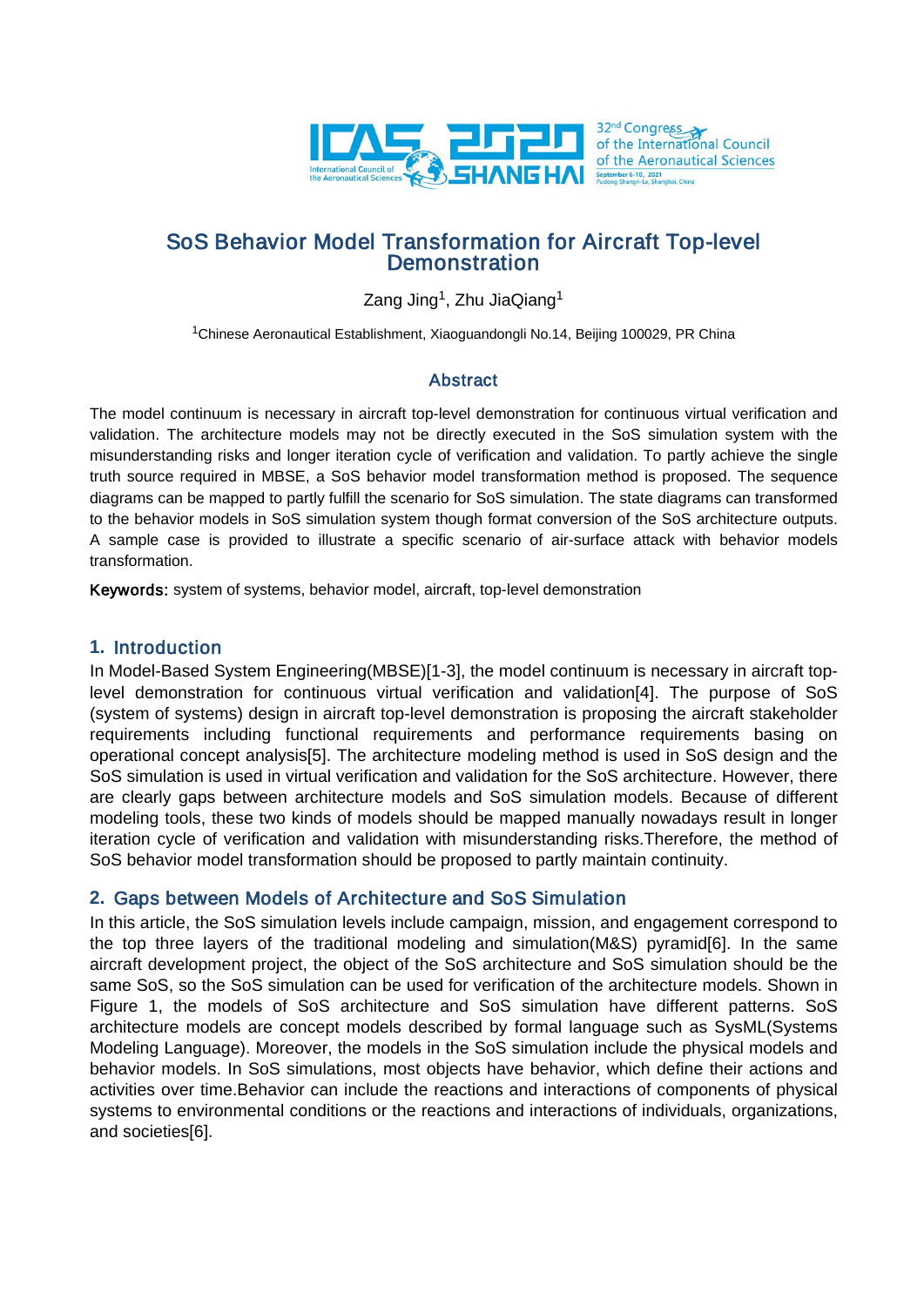# SoS Behavior Model Transformation for Aircraft Top-level Demonstration

Zang Jing[1], Zhu JiaQiang[1]

[1]Chinese Aeronautical Establishment, Xiaoguandongli No.14, Beijing 100029, PR China

## Abstract

The model continuum is necessary in aircraft top-level demonstration for continuous virtual verification and validation. The architecture models may not be directly executed in the SoS simulation system with the misunderstanding risks and longer iteration cycle of verification and validation. To partly achieve the single truth source required in MBSE, a SoS behavior model transformation method is proposed. The sequence diagrams can be mapped to partly fulfill the scenario for SoS simulation. The state diagrams can transformed to the behavior models in SoS simulation system though format conversion of the SoS architecture outputs. A sample case is provided to illustrate a specific scenario of air-surface attack with behavior models transformation.

**Keywords:** system of systems, behavior model, aircraft, top-level demonstration

## 1. Introduction

In Model-Based System Engineering(MBSE)[1-3], the model continuum is necessary in aircraft top-level demonstration for continuous virtual verification and validation[4]. The purpose of SoS (system of systems) design in aircraft top-level demonstration is proposing the aircraft stakeholder requirements including functional requirements and performance requirements basing on operational concept analysis[5]. The architecture modeling method is used in SoS design and the SoS simulation is used in virtual verification and validation for the SoS architecture. However, there are clearly gaps between architecture models and SoS simulation models. Because of different modeling tools, these two kinds of models should be mapped manually nowadays result in longer iteration cycle of verification and validation with misunderstanding risks.Therefore, the method of SoS behavior model transformation should be proposed to partly maintain continuity.

## 2. Gaps between Models of Architecture and SoS Simulation

In this article, the SoS simulation levels include campaign, mission, and engagement correspond to the top three layers of the traditional modeling and simulation(M&S) pyramid[6]. In the same aircraft development project, the object of the SoS architecture and SoS simulation should be the same SoS, so the SoS simulation can be used for verification of the architecture models. Shown in Figure 1, the models of SoS architecture and SoS simulation have different patterns. SoS architecture models are concept models described by formal language such as SysML(Systems Modeling Language). Moreover, the models in the SoS simulation include the physical models and behavior models. In SoS simulations, most objects have behavior, which define their actions and activities over time.Behavior can include the reactions and interactions of components of physical systems to environmental conditions or the reactions and interactions of individuals, organizations, and societies[6].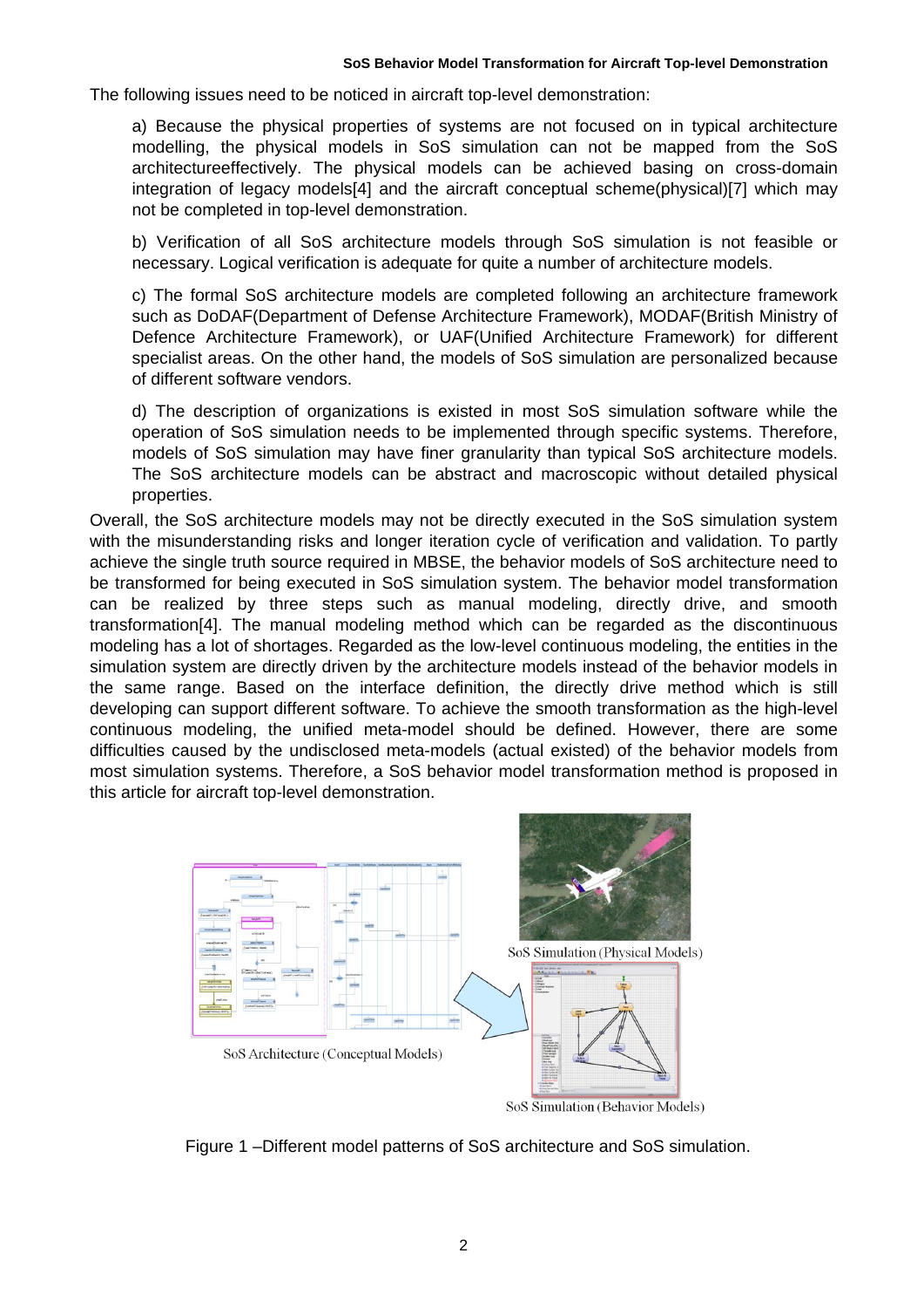The following issues need to be noticed in aircraft top-level demonstration:

a) Because the physical properties of systems are not focused on in typical architecture modelling, the physical models in SoS simulation can not be mapped from the SoS architectureeffectively. The physical models can be achieved basing on cross-domain integration of legacy models[4] and the aircraft conceptual scheme(physical)[7] which may not be completed in top-level demonstration.

b) Verification of all SoS architecture models through SoS simulation is not feasible or necessary. Logical verification is adequate for quite a number of architecture models.

c) The formal SoS architecture models are completed following an architecture framework such as DoDAF(Department of Defense Architecture Framework), MODAF(British Ministry of Defence Architecture Framework), or UAF(Unified Architecture Framework) for different specialist areas. On the other hand, the models of SoS simulation are personalized because of different software vendors.

d) The description of organizations is existed in most SoS simulation software while the operation of SoS simulation needs to be implemented through specific systems. Therefore, models of SoS simulation may have finer granularity than typical SoS architecture models. The SoS architecture models can be abstract and macroscopic without detailed physical properties.

Overall, the SoS architecture models may not be directly executed in the SoS simulation system with the misunderstanding risks and longer iteration cycle of verification and validation. To partly achieve the single truth source required in MBSE, the behavior models of SoS architecture need to be transformed for being executed in SoS simulation system. The behavior model transformation can be realized by three steps such as manual modeling, directly drive, and smooth transformation[4]. The manual modeling method which can be regarded as the discontinuous modeling has a lot of shortages. Regarded as the low-level continuous modeling, the entities in the simulation system are directly driven by the architecture models instead of the behavior models in the same range. Based on the interface definition, the directly drive method which is still developing can support different software. To achieve the smooth transformation as the high-level continuous modeling, the unified meta-model should be defined. However, there are some difficulties caused by the undisclosed meta-models (actual existed) of the behavior models from most simulation systems. Therefore, a SoS behavior model transformation method is proposed in this article for aircraft top-level demonstration.

SoS Simulation (Physical Models)

SoS Architecture (Conceptual Models)

SoS Simulation (Behavior Models)

Figure 1 –Different model patterns of SoS architecture and SoS simulation.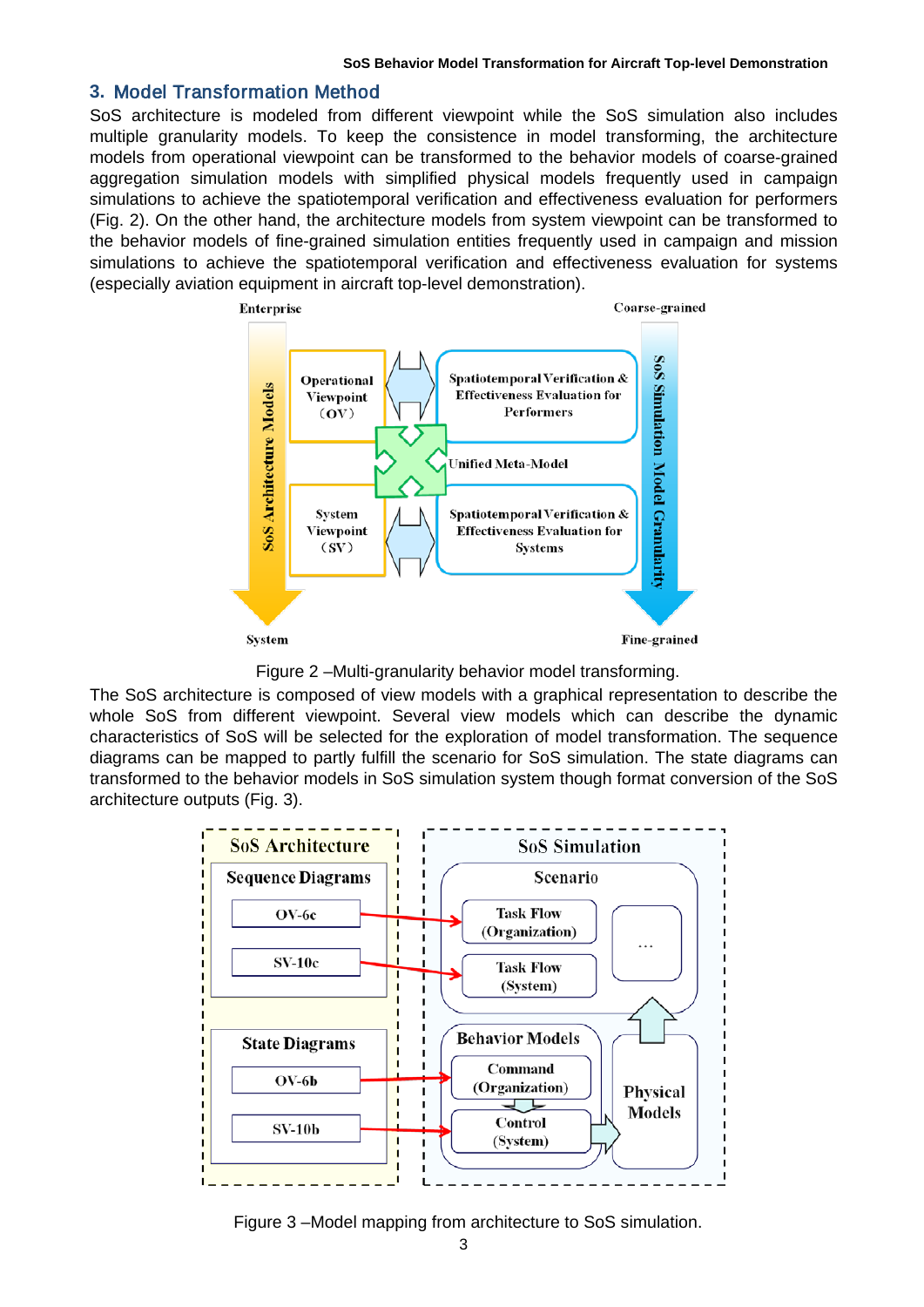## 3. Model Transformation Method

SoS architecture is modeled from different viewpoint while the SoS simulation also includes multiple granularity models. To keep the consistence in model transforming, the architecture models from operational viewpoint can be transformed to the behavior models of coarse-grained aggregation simulation models with simplified physical models frequently used in campaign simulations to achieve the spatiotemporal verification and effectiveness evaluation for performers (Fig. 2). On the other hand, the architecture models from system viewpoint can be transformed to the behavior models of fine-grained simulation entities frequently used in campaign and mission simulations to achieve the spatiotemporal verification and effectiveness evaluation for systems (especially aviation equipment in aircraft top-level demonstration).

Figure 2 –Multi-granularity behavior model transforming.

The SoS architecture is composed of view models with a graphical representation to describe the whole SoS from different viewpoint. Several view models which can describe the dynamic characteristics of SoS will be selected for the exploration of model transformation. The sequence diagrams can be mapped to partly fulfill the scenario for SoS simulation. The state diagrams can transformed to the behavior models in SoS simulation system though format conversion of the SoS architecture outputs (Fig. 3).

Figure 3 –Model mapping from architecture to SoS simulation.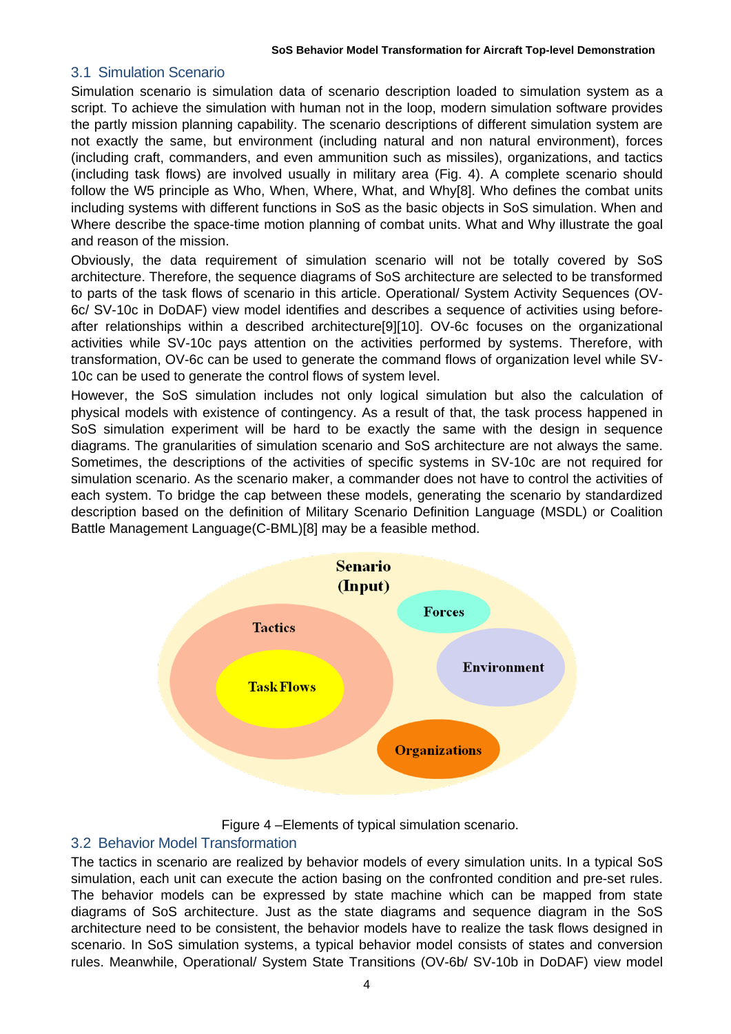## 3.1 Simulation Scenario

Simulation scenario is simulation data of scenario description loaded to simulation system as a script. To achieve the simulation with human not in the loop, modern simulation software provides the partly mission planning capability. The scenario descriptions of different simulation system are not exactly the same, but environment (including natural and non natural environment), forces (including craft, commanders, and even ammunition such as missiles), organizations, and tactics (including task flows) are involved usually in military area (Fig. 4). A complete scenario should follow the W5 principle as Who, When, Where, What, and Why[8]. Who defines the combat units including systems with different functions in SoS as the basic objects in SoS simulation. When and Where describe the space-time motion planning of combat units. What and Why illustrate the goal and reason of the mission.

Obviously, the data requirement of simulation scenario will not be totally covered by SoS architecture. Therefore, the sequence diagrams of SoS architecture are selected to be transformed to parts of the task flows of scenario in this article. Operational/ System Activity Sequences (OV-6c/ SV-10c in DoDAF) view model identifies and describes a sequence of activities using before-after relationships within a described architecture[9][10]. OV-6c focuses on the organizational activities while SV-10c pays attention on the activities performed by systems. Therefore, with transformation, OV-6c can be used to generate the command flows of organization level while SV-10c can be used to generate the control flows of system level.

However, the SoS simulation includes not only logical simulation but also the calculation of physical models with existence of contingency. As a result of that, the task process happened in SoS simulation experiment will be hard to be exactly the same with the design in sequence diagrams. The granularities of simulation scenario and SoS architecture are not always the same. Sometimes, the descriptions of the activities of specific systems in SV-10c are not required for simulation scenario. As the scenario maker, a commander does not have to control the activities of each system. To bridge the cap between these models, generating the scenario by standardized description based on the definition of Military Scenario Definition Language (MSDL) or Coalition Battle Management Language(C-BML)[8] may be a feasible method.

Senario (Input)

Tactics

Task Flows

Forces

Environment

Organizations

Figure 4 –Elements of typical simulation scenario.

## 3.2 Behavior Model Transformation

The tactics in scenario are realized by behavior models of every simulation units. In a typical SoS simulation, each unit can execute the action basing on the confronted condition and pre-set rules. The behavior models can be expressed by state machine which can be mapped from state diagrams of SoS architecture. Just as the state diagrams and sequence diagram in the SoS architecture need to be consistent, the behavior models have to realize the task flows designed in scenario. In SoS simulation systems, a typical behavior model consists of states and conversion rules. Meanwhile, Operational/ System State Transitions (OV-6b/ SV-10b in DoDAF) view model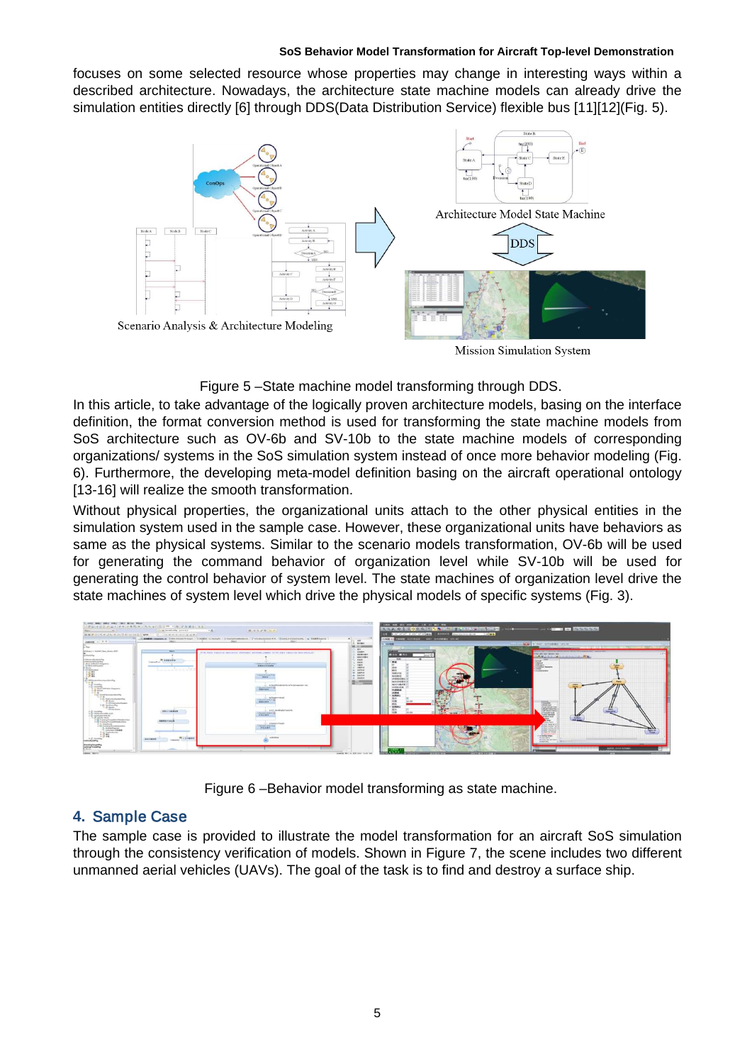focuses on some selected resource whose properties may change in interesting ways within a described architecture. Nowadays, the architecture state machine models can already drive the simulation entities directly [6] through DDS(Data Distribution Service) flexible bus [11][12](Fig. 5).

Figure 5 –State machine model transforming through DDS.

In this article, to take advantage of the logically proven architecture models, basing on the interface definition, the format conversion method is used for transforming the state machine models from SoS architecture such as OV-6b and SV-10b to the state machine models of corresponding organizations/ systems in the SoS simulation system instead of once more behavior modeling (Fig. 6). Furthermore, the developing meta-model definition basing on the aircraft operational ontology [13-16] will realize the smooth transformation.

Without physical properties, the organizational units attach to the other physical entities in the simulation system used in the sample case. However, these organizational units have behaviors as same as the physical systems. Similar to the scenario models transformation, OV-6b will be used for generating the command behavior of organization level while SV-10b will be used for generating the control behavior of system level. The state machines of organization level drive the state machines of system level which drive the physical models of specific systems (Fig. 3).

Figure 6 –Behavior model transforming as state machine.

## 4. Sample Case

The sample case is provided to illustrate the model transformation for an aircraft SoS simulation through the consistency verification of models. Shown in Figure 7, the scene includes two different unmanned aerial vehicles (UAVs). The goal of the task is to find and destroy a surface ship.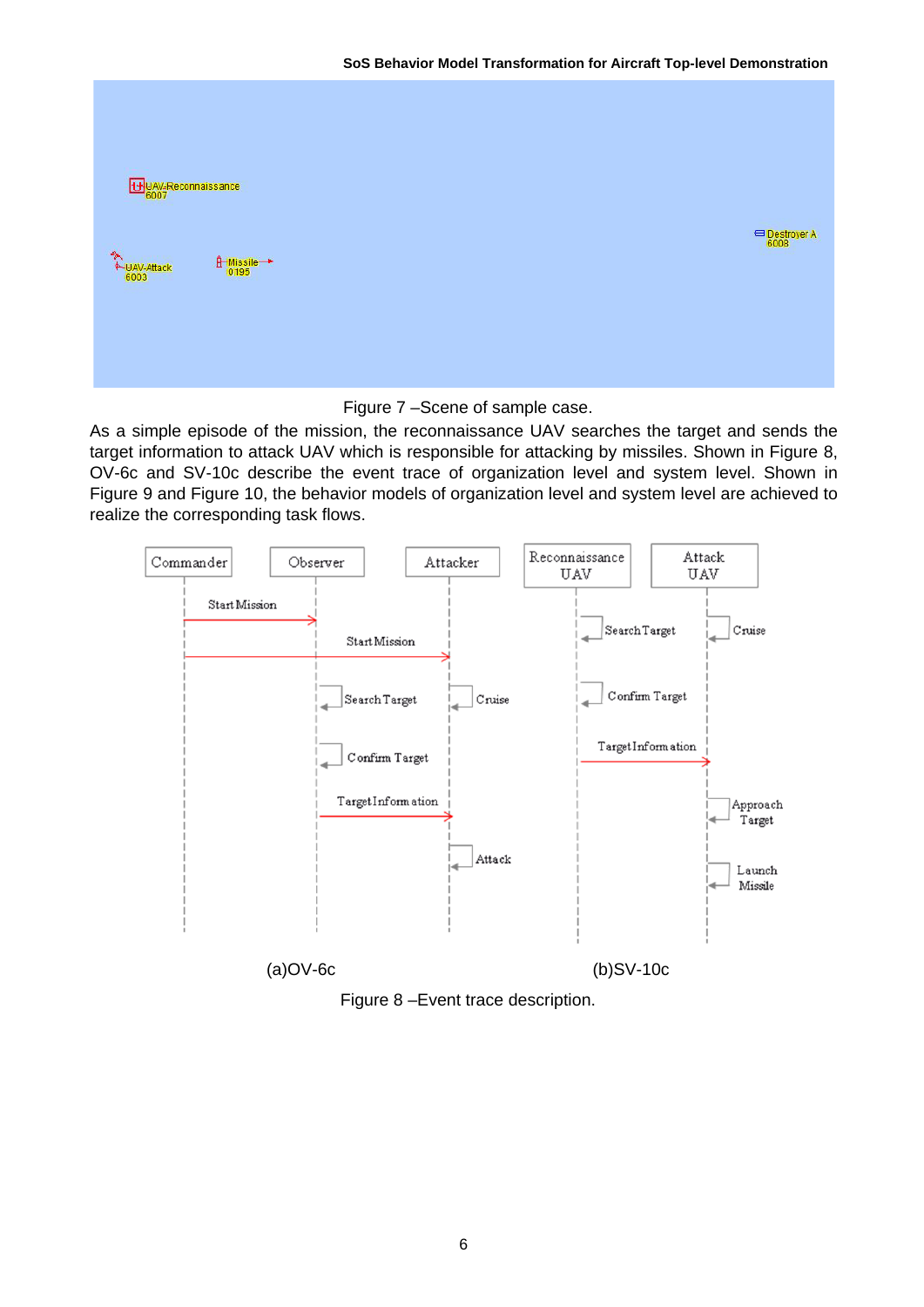Figure 7 –Scene of sample case.

As a simple episode of the mission, the reconnaissance UAV searches the target and sends the target information to attack UAV which is responsible for attacking by missiles. Shown in Figure 8, OV-6c and SV-10c describe the event trace of organization level and system level. Shown in Figure 9 and Figure 10, the behavior models of organization level and system level are achieved to realize the corresponding task flows.

(a)OV-6c (b)SV-10c

Figure 8 –Event trace description.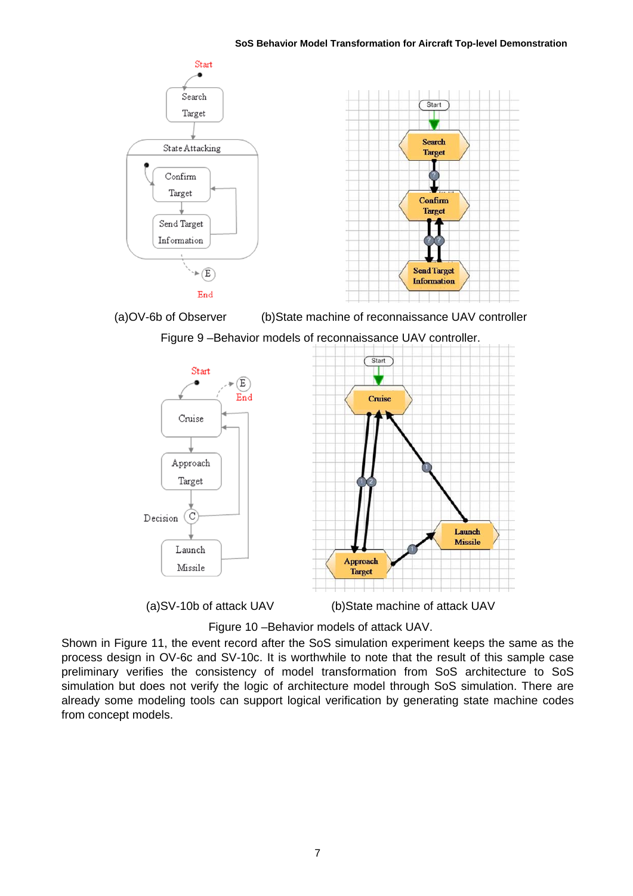(a)OV-6b of Observer (b)State machine of reconnaissance UAV controller

Figure 9 –Behavior models of reconnaissance UAV controller.

(a)SV-10b of attack UAV (b)State machine of attack UAV

Figure 10 –Behavior models of attack UAV.

Shown in Figure 11, the event record after the SoS simulation experiment keeps the same as the process design in OV-6c and SV-10c. It is worthwhile to note that the result of this sample case preliminary verifies the consistency of model transformation from SoS architecture to SoS simulation but does not verify the logic of architecture model through SoS simulation. There are already some modeling tools can support logical verification by generating state machine codes from concept models.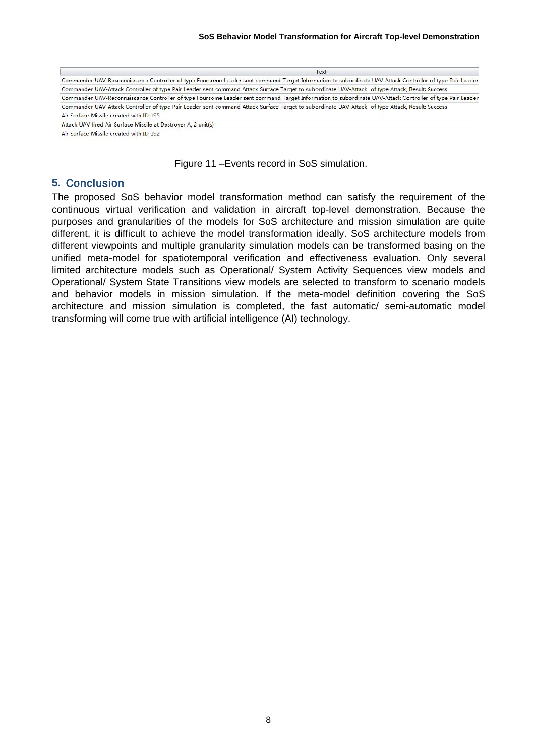| Text |
| --- |
| Commander UAV-Reconnaissance Controller of type Foursome Leader sent command Target Information to subordinate UAV-Attack Controller of type Pair Leader |
| Commander UAV-Attack Controller of type Pair Leader sent command Attack Surface Target to subordinate UAV-Attack of type Attack, Result: Success |
| Commander UAV-Reconnaissance Controller of type Foursome Leader sent command Target Information to subordinate UAV-Attack Controller of type Pair Leader |
| Commander UAV-Attack Controller of type Pair Leader sent command Attack Surface Target to subordinate UAV-Attack of type Attack, Result: Success |
| Air Surface Missile created with ID 195 |
| Attack UAV fired Air Surface Missile at Destroyer A, 2 unit(s) |
| Air Surface Missile created with ID 192 |

Figure 11 –Events record in SoS simulation.

## 5. Conclusion

The proposed SoS behavior model transformation method can satisfy the requirement of the continuous virtual verification and validation in aircraft top-level demonstration. Because the purposes and granularities of the models for SoS architecture and mission simulation are quite different, it is difficult to achieve the model transformation ideally. SoS architecture models from different viewpoints and multiple granularity simulation models can be transformed basing on the unified meta-model for spatiotemporal verification and effectiveness evaluation. Only several limited architecture models such as Operational/ System Activity Sequences view models and Operational/ System State Transitions view models are selected to transform to scenario models and behavior models in mission simulation. If the meta-model definition covering the SoS architecture and mission simulation is completed, the fast automatic/ semi-automatic model transforming will come true with artificial intelligence (AI) technology.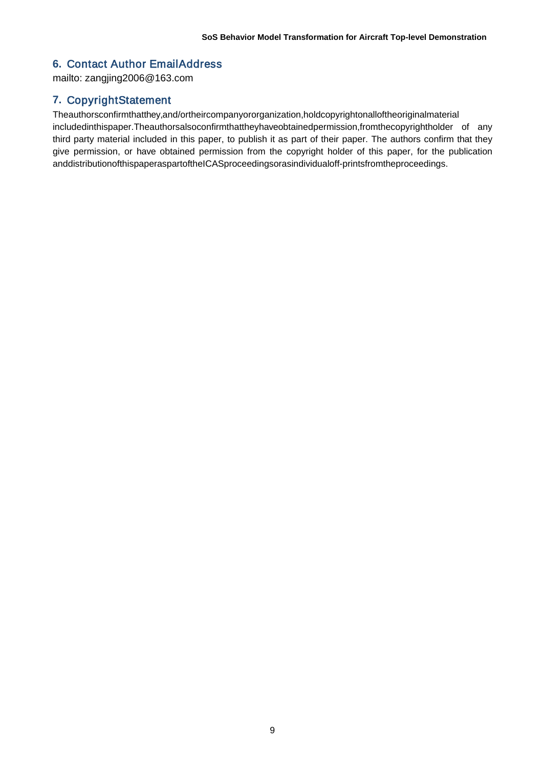## 6. Contact Author EmailAddress

mailto: zangjing2006@163.com

## 7. CopyrightStatement

Theauthorsconfirmthatthey,and/ortheircompanyororganization,holdcopyrightonalloftheoriginalmaterial includedinthispaper.Theauthorsalsoconfirmthattheyhaveobtainedpermission,fromthecopyrightholder of any third party material included in this paper, to publish it as part of their paper. The authors confirm that they give permission, or have obtained permission from the copyright holder of this paper, for the publication anddistributionofthispaperaspartoftheICASproceedingsorasindividualoff-printsfromtheproceedings.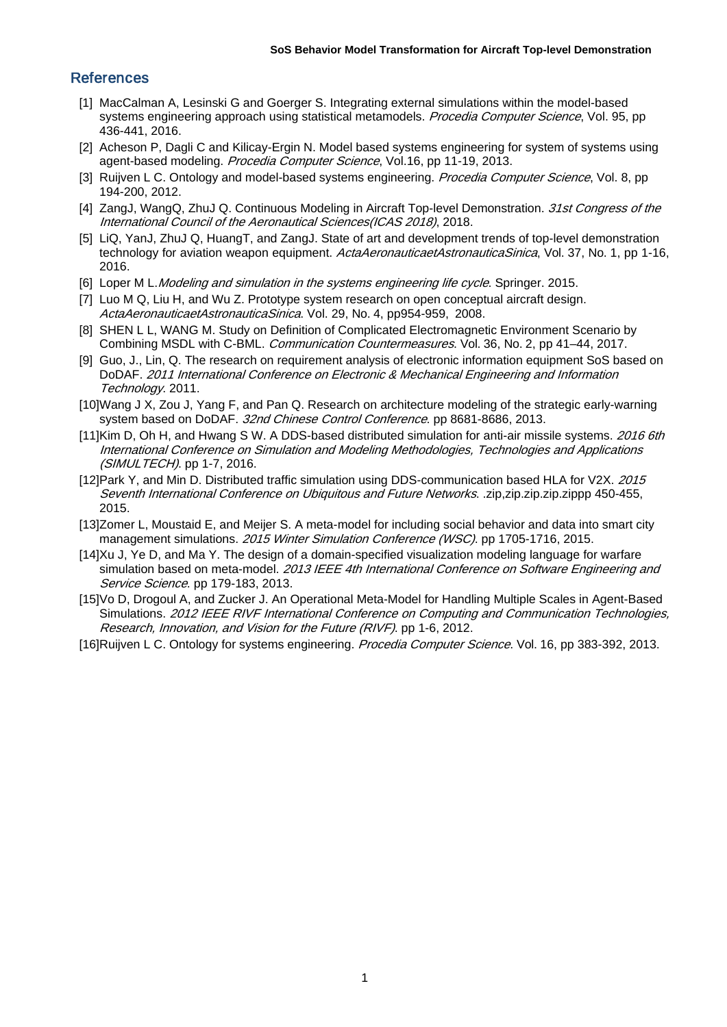## References

[1] MacCalman A, Lesinski G and Goerger S. Integrating external simulations within the model-based systems engineering approach using statistical metamodels. *Procedia Computer Science*, Vol. 95, pp 436-441, 2016.

[2] Acheson P, Dagli C and Kilicay-Ergin N. Model based systems engineering for system of systems using agent-based modeling. *Procedia Computer Science*, Vol.16, pp 11-19, 2013.

[3] Ruijven L C. Ontology and model-based systems engineering. *Procedia Computer Science*, Vol. 8, pp 194-200, 2012.

[4] ZangJ, WangQ, ZhuJ Q. Continuous Modeling in Aircraft Top-level Demonstration. *31st Congress of the International Council of the Aeronautical Sciences(ICAS 2018)*, 2018.

[5] LiQ, YanJ, ZhuJ Q, HuangT, and ZangJ. State of art and development trends of top-level demonstration technology for aviation weapon equipment. *ActaAeronauticaetAstronauticaSinica*, Vol. 37, No. 1, pp 1-16, 2016.

[6] Loper M L.*Modeling and simulation in the systems engineering life cycle*. Springer. 2015.

[7] Luo M Q, Liu H, and Wu Z. Prototype system research on open conceptual aircraft design. *ActaAeronauticaetAstronauticaSinica*. Vol. 29, No. 4, pp954-959, 2008.

[8] SHEN L L, WANG M. Study on Definition of Complicated Electromagnetic Environment Scenario by Combining MSDL with C-BML. *Communication Countermeasures*. Vol. 36, No. 2, pp 41–44, 2017.

[9] Guo, J., Lin, Q. The research on requirement analysis of electronic information equipment SoS based on DoDAF. *2011 International Conference on Electronic & Mechanical Engineering and Information Technology*. 2011.

[10] Wang J X, Zou J, Yang F, and Pan Q. Research on architecture modeling of the strategic early-warning system based on DoDAF. *32nd Chinese Control Conference*. pp 8681-8686, 2013.

[11] Kim D, Oh H, and Hwang S W. A DDS-based distributed simulation for anti-air missile systems. *2016 6th International Conference on Simulation and Modeling Methodologies, Technologies and Applications (SIMULTECH)*. pp 1-7, 2016.

[12] Park Y, and Min D. Distributed traffic simulation using DDS-communication based HLA for V2X. *2015 Seventh International Conference on Ubiquitous and Future Networks*. .zip,zip.zip.zip.zippp 450-455, 2015.

[13] Zomer L, Moustaid E, and Meijer S. A meta-model for including social behavior and data into smart city management simulations. *2015 Winter Simulation Conference (WSC)*. pp 1705-1716, 2015.

[14] Xu J, Ye D, and Ma Y. The design of a domain-specified visualization modeling language for warfare simulation based on meta-model. *2013 IEEE 4th International Conference on Software Engineering and Service Science*. pp 179-183, 2013.

[15] Vo D, Drogoul A, and Zucker J. An Operational Meta-Model for Handling Multiple Scales in Agent-Based Simulations. *2012 IEEE RIVF International Conference on Computing and Communication Technologies, Research, Innovation, and Vision for the Future (RIVF)*. pp 1-6, 2012.

[16] Ruijven L C. Ontology for systems engineering. *Procedia Computer Science*. Vol. 16, pp 383-392, 2013.